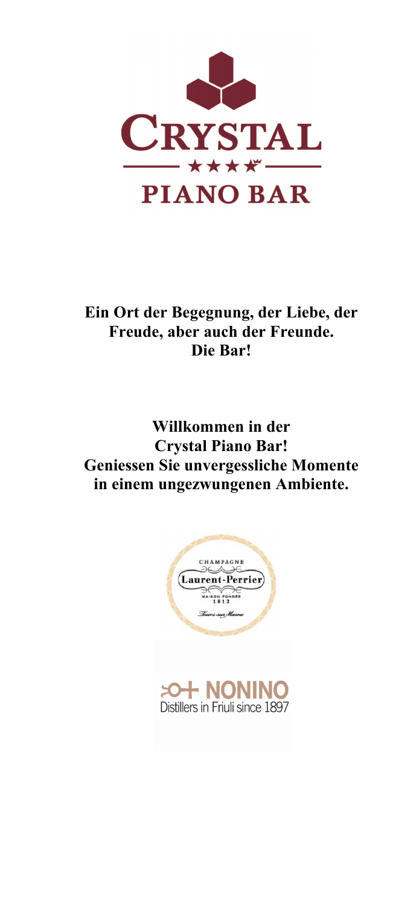# CRYSTAL

★★★★

## PIANO BAR

**Ein Ort der Begegnung, der Liebe, der Freude, aber auch der Freunde.**
**Die Bar!**

**Willkommen in der**
**Crystal Piano Bar!**
**Geniessen Sie unvergessliche Momente in einem ungezwungenen Ambiente.**

CHAMPAGNE
Laurent-Perrier
MAISON FONDÉE 1812
Tours-sur-Marne

NONINO
Distillers in Friuli since 1897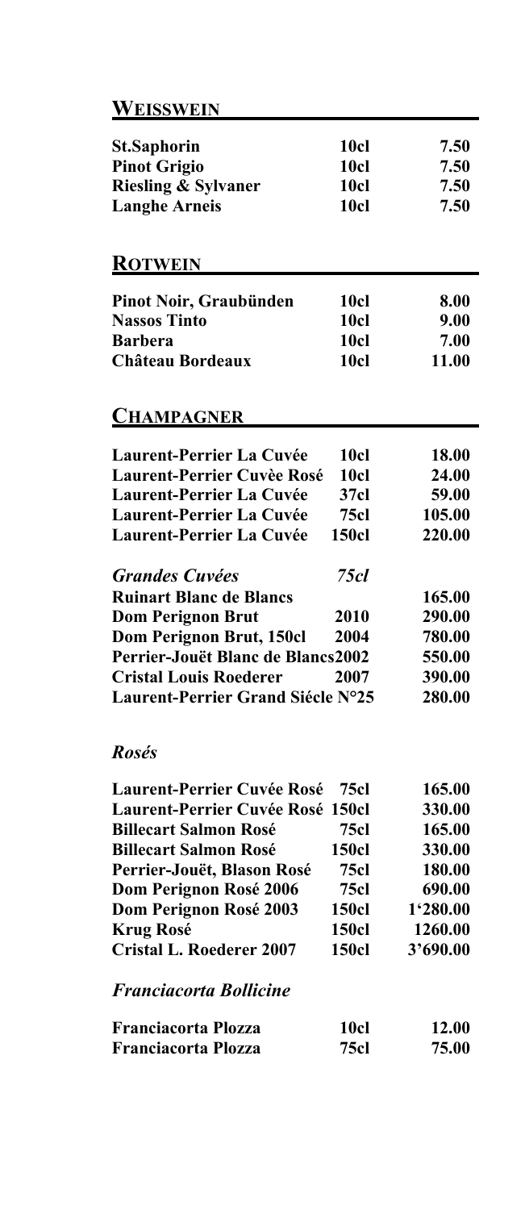## Weisswein

| | | |
|---|---|---|
| **St.Saphorin** | **10cl** | **7.50** |
| **Pinot Grigio** | **10cl** | **7.50** |
| **Riesling & Sylvaner** | **10cl** | **7.50** |
| **Langhe Arneis** | **10cl** | **7.50** |

## Rotwein

| | | |
|---|---|---|
| **Pinot Noir, Graubünden** | **10cl** | **8.00** |
| **Nassos Tinto** | **10cl** | **9.00** |
| **Barbera** | **10cl** | **7.00** |
| **Château Bordeaux** | **10cl** | **11.00** |

## Champagner

| | | |
|---|---|---|
| **Laurent-Perrier La Cuvée** | **10cl** | **18.00** |
| **Laurent-Perrier Cuvèe Rosé** | **10cl** | **24.00** |
| **Laurent-Perrier La Cuvée** | **37cl** | **59.00** |
| **Laurent-Perrier La Cuvée** | **75cl** | **105.00** |
| **Laurent-Perrier La Cuvée** | **150cl** | **220.00** |

| ***Grandes Cuvées*** | ***75cl*** | |
|---|---|---|
| **Ruinart Blanc de Blancs** | | **165.00** |
| **Dom Perignon Brut** | **2010** | **290.00** |
| **Dom Perignon Brut, 150cl** | **2004** | **780.00** |
| **Perrier-Jouët Blanc de Blancs** | **2002** | **550.00** |
| **Cristal Louis Roederer** | **2007** | **390.00** |
| **Laurent-Perrier Grand Siécle N°25** | | **280.00** |

### *Rosés*

| | | |
|---|---|---|
| **Laurent-Perrier Cuvée Rosé** | **75cl** | **165.00** |
| **Laurent-Perrier Cuvée Rosé** | **150cl** | **330.00** |
| **Billecart Salmon Rosé** | **75cl** | **165.00** |
| **Billecart Salmon Rosé** | **150cl** | **330.00** |
| **Perrier-Jouët, Blason Rosé** | **75cl** | **180.00** |
| **Dom Perignon Rosé 2006** | **75cl** | **690.00** |
| **Dom Perignon Rosé 2003** | **150cl** | **1'280.00** |
| **Krug Rosé** | **150cl** | **1260.00** |
| **Cristal L. Roederer 2007** | **150cl** | **3'690.00** |

### *Franciacorta Bollicine*

| | | |
|---|---|---|
| **Franciacorta Plozza** | **10cl** | **12.00** |
| **Franciacorta Plozza** | **75cl** | **75.00** |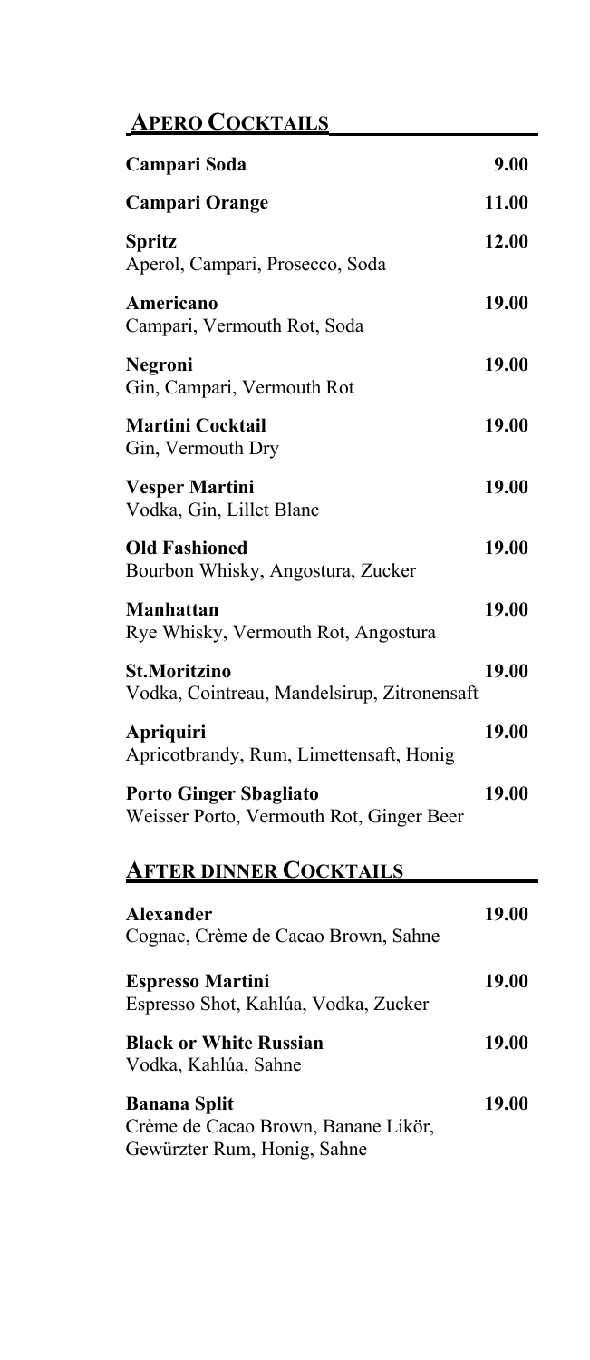## APERO COCKTAILS

**Campari Soda** 9.00

**Campari Orange** 11.00

**Spritz** 12.00
Aperol, Campari, Prosecco, Soda

**Americano** 19.00
Campari, Vermouth Rot, Soda

**Negroni** 19.00
Gin, Campari, Vermouth Rot

**Martini Cocktail** 19.00
Gin, Vermouth Dry

**Vesper Martini** 19.00
Vodka, Gin, Lillet Blanc

**Old Fashioned** 19.00
Bourbon Whisky, Angostura, Zucker

**Manhattan** 19.00
Rye Whisky, Vermouth Rot, Angostura

**St.Moritzino** 19.00
Vodka, Cointreau, Mandelsirup, Zitronensaft

**Apriquiri** 19.00
Apricotbrandy, Rum, Limettensaft, Honig

**Porto Ginger Sbagliato** 19.00
Weisser Porto, Vermouth Rot, Ginger Beer

## AFTER DINNER COCKTAILS

**Alexander** 19.00
Cognac, Crème de Cacao Brown, Sahne

**Espresso Martini** 19.00
Espresso Shot, Kahlúa, Vodka, Zucker

**Black or White Russian** 19.00
Vodka, Kahlúa, Sahne

**Banana Split** 19.00
Crème de Cacao Brown, Banane Likör, Gewürzter Rum, Honig, Sahne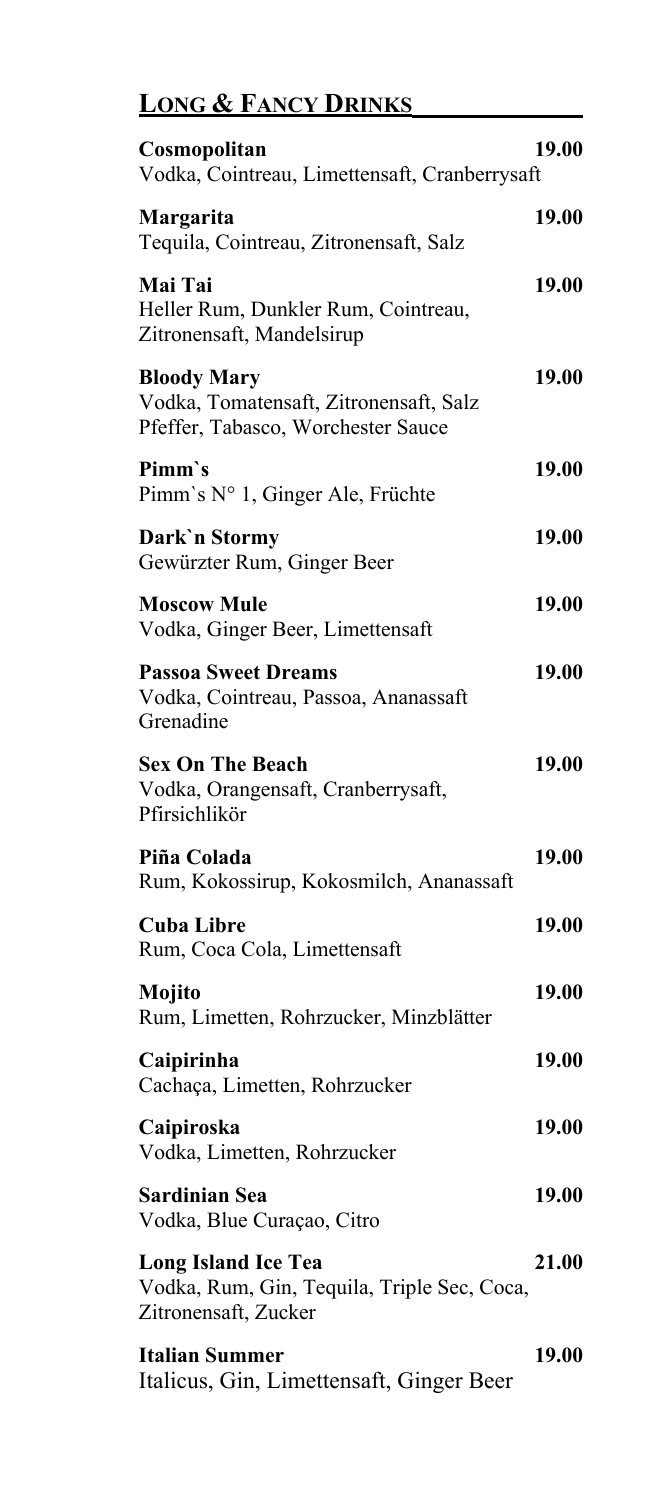## LONG & FANCY DRINKS

**Cosmopolitan** **19.00**
Vodka, Cointreau, Limettensaft, Cranberrysaft

**Margarita** **19.00**
Tequila, Cointreau, Zitronensaft, Salz

**Mai Tai** **19.00**
Heller Rum, Dunkler Rum, Cointreau, Zitronensaft, Mandelsirup

**Bloody Mary** **19.00**
Vodka, Tomatensaft, Zitronensaft, Salz Pfeffer, Tabasco, Worchester Sauce

**Pimm`s** **19.00**
Pimm`s N° 1, Ginger Ale, Früchte

**Dark`n Stormy** **19.00**
Gewürzter Rum, Ginger Beer

**Moscow Mule** **19.00**
Vodka, Ginger Beer, Limettensaft

**Passoa Sweet Dreams** **19.00**
Vodka, Cointreau, Passoa, Ananassaft Grenadine

**Sex On The Beach** **19.00**
Vodka, Orangensaft, Cranberrysaft, Pfirsichlikör

**Piña Colada** **19.00**
Rum, Kokossirup, Kokosmilch, Ananassaft

**Cuba Libre** **19.00**
Rum, Coca Cola, Limettensaft

**Mojito** **19.00**
Rum, Limetten, Rohrzucker, Minzblätter

**Caipirinha** **19.00**
Cachaça, Limetten, Rohrzucker

**Caipiroska** **19.00**
Vodka, Limetten, Rohrzucker

**Sardinian Sea** **19.00**
Vodka, Blue Curaçao, Citro

**Long Island Ice Tea** **21.00**
Vodka, Rum, Gin, Tequila, Triple Sec, Coca, Zitronensaft, Zucker

**Italian Summer** **19.00**
Italicus, Gin, Limettensaft, Ginger Beer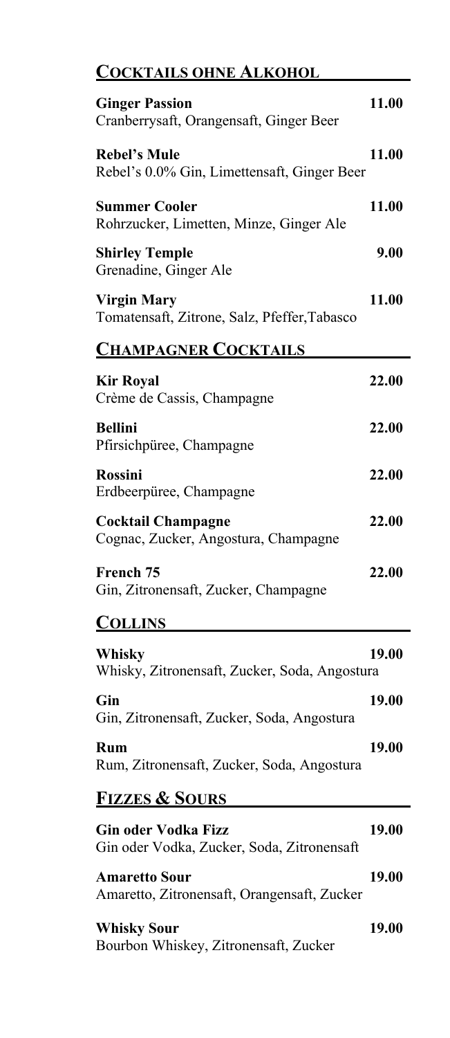## Cocktails ohne Alkohol

**Ginger Passion** 11.00
Cranberrysaft, Orangensaft, Ginger Beer

**Rebel's Mule** 11.00
Rebel's 0.0% Gin, Limettensaft, Ginger Beer

**Summer Cooler** 11.00
Rohrzucker, Limetten, Minze, Ginger Ale

**Shirley Temple** 9.00
Grenadine, Ginger Ale

**Virgin Mary** 11.00
Tomatensaft, Zitrone, Salz, Pfeffer,Tabasco

## Champagner Cocktails

**Kir Royal** 22.00
Crème de Cassis, Champagne

**Bellini** 22.00
Pfirsichpüree, Champagne

**Rossini** 22.00
Erdbeerpüree, Champagne

**Cocktail Champagne** 22.00
Cognac, Zucker, Angostura, Champagne

**French 75** 22.00
Gin, Zitronensaft, Zucker, Champagne

## Collins

**Whisky** 19.00
Whisky, Zitronensaft, Zucker, Soda, Angostura

**Gin** 19.00
Gin, Zitronensaft, Zucker, Soda, Angostura

**Rum** 19.00
Rum, Zitronensaft, Zucker, Soda, Angostura

## Fizzes & Sours

**Gin oder Vodka Fizz** 19.00
Gin oder Vodka, Zucker, Soda, Zitronensaft

**Amaretto Sour** 19.00
Amaretto, Zitronensaft, Orangensaft, Zucker

**Whisky Sour** 19.00
Bourbon Whiskey, Zitronensaft, Zucker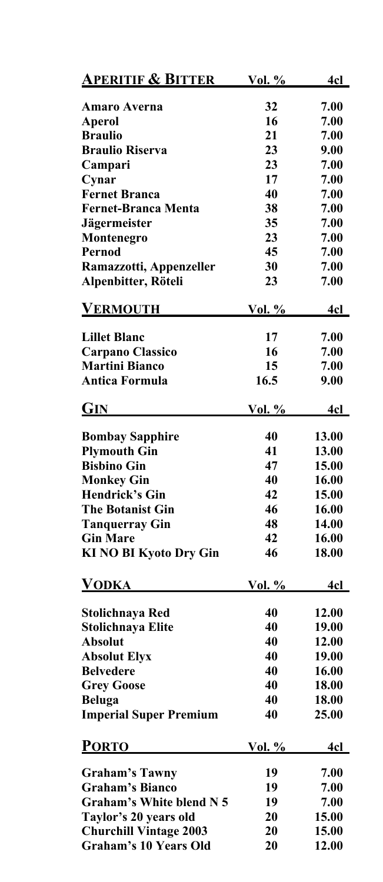| Aperitif & Bitter | Vol. % | 4cl |
|---|---|---|
| **Amaro Averna** | 32 | 7.00 |
| **Aperol** | 16 | 7.00 |
| **Braulio** | 21 | 7.00 |
| **Braulio Riserva** | 23 | 9.00 |
| **Campari** | 23 | 7.00 |
| **Cynar** | 17 | 7.00 |
| **Fernet Branca** | 40 | 7.00 |
| **Fernet-Branca Menta** | 38 | 7.00 |
| **Jägermeister** | 35 | 7.00 |
| **Montenegro** | 23 | 7.00 |
| **Pernod** | 45 | 7.00 |
| **Ramazzotti, Appenzeller** | 30 | 7.00 |
| **Alpenbitter, Röteli** | 23 | 7.00 |

| Vermouth | Vol. % | 4cl |
|---|---|---|
| **Lillet Blanc** | 17 | 7.00 |
| **Carpano Classico** | 16 | 7.00 |
| **Martini Bianco** | 15 | 7.00 |
| **Antica Formula** | 16.5 | 9.00 |

| Gin | Vol. % | 4cl |
|---|---|---|
| **Bombay Sapphire** | 40 | 13.00 |
| **Plymouth Gin** | 41 | 13.00 |
| **Bisbino Gin** | 47 | 15.00 |
| **Monkey Gin** | 40 | 16.00 |
| **Hendrick's Gin** | 42 | 15.00 |
| **The Botanist Gin** | 46 | 16.00 |
| **Tanquerray Gin** | 48 | 14.00 |
| **Gin Mare** | 42 | 16.00 |
| **KI NO BI Kyoto Dry Gin** | 46 | 18.00 |

| Vodka | Vol. % | 4cl |
|---|---|---|
| **Stolichnaya Red** | 40 | 12.00 |
| **Stolichnaya Elite** | 40 | 19.00 |
| **Absolut** | 40 | 12.00 |
| **Absolut Elyx** | 40 | 19.00 |
| **Belvedere** | 40 | 16.00 |
| **Grey Goose** | 40 | 18.00 |
| **Beluga** | 40 | 18.00 |
| **Imperial Super Premium** | 40 | 25.00 |

| Porto | Vol. % | 4cl |
|---|---|---|
| **Graham's Tawny** | 19 | 7.00 |
| **Graham's Bianco** | 19 | 7.00 |
| **Graham's White blend N 5** | 19 | 7.00 |
| **Taylor's 20 years old** | 20 | 15.00 |
| **Churchill Vintage 2003** | 20 | 15.00 |
| **Graham's 10 Years Old** | 20 | 12.00 |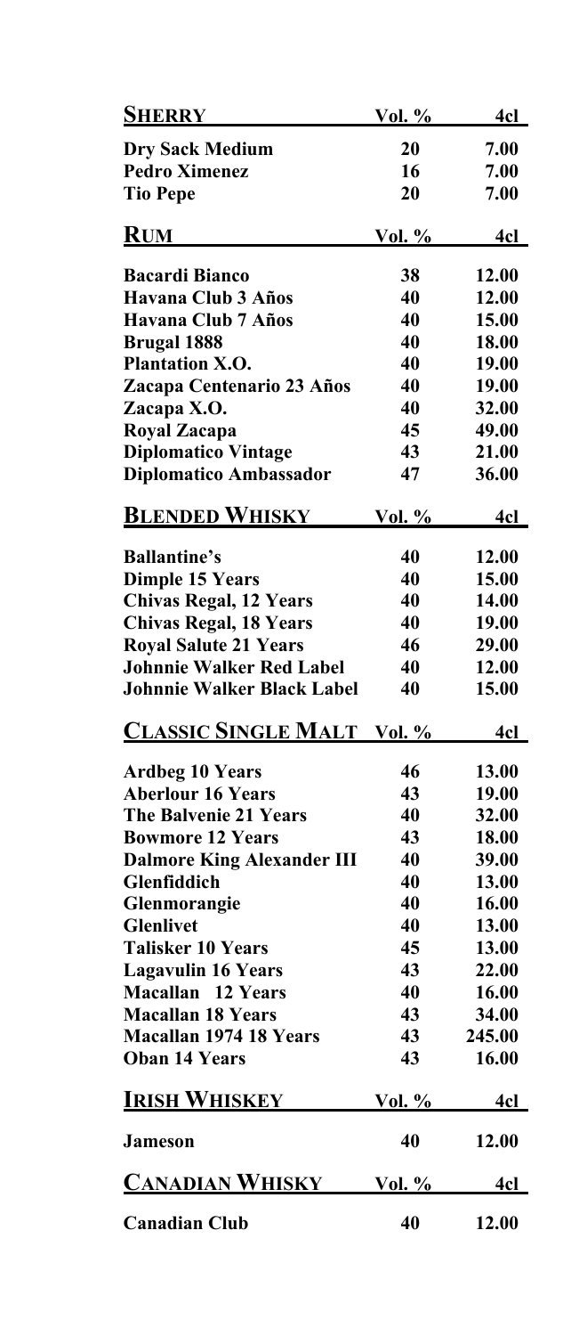| **SHERRY** | **Vol. %** | **4cl** |
|---|---|---|
| **Dry Sack Medium** | **20** | **7.00** |
| **Pedro Ximenez** | **16** | **7.00** |
| **Tio Pepe** | **20** | **7.00** |

| **RUM** | **Vol. %** | **4cl** |
|---|---|---|
| **Bacardi Bianco** | **38** | **12.00** |
| **Havana Club 3 Años** | **40** | **12.00** |
| **Havana Club 7 Años** | **40** | **15.00** |
| **Brugal 1888** | **40** | **18.00** |
| **Plantation X.O.** | **40** | **19.00** |
| **Zacapa Centenario 23 Años** | **40** | **19.00** |
| **Zacapa X.O.** | **40** | **32.00** |
| **Royal Zacapa** | **45** | **49.00** |
| **Diplomatico Vintage** | **43** | **21.00** |
| **Diplomatico Ambassador** | **47** | **36.00** |

| **BLENDED WHISKY** | **Vol. %** | **4cl** |
|---|---|---|
| **Ballantine's** | **40** | **12.00** |
| **Dimple 15 Years** | **40** | **15.00** |
| **Chivas Regal, 12 Years** | **40** | **14.00** |
| **Chivas Regal, 18 Years** | **40** | **19.00** |
| **Royal Salute 21 Years** | **46** | **29.00** |
| **Johnnie Walker Red Label** | **40** | **12.00** |
| **Johnnie Walker Black Label** | **40** | **15.00** |

| **CLASSIC SINGLE MALT** | **Vol. %** | **4cl** |
|---|---|---|
| **Ardbeg 10 Years** | **46** | **13.00** |
| **Aberlour 16 Years** | **43** | **19.00** |
| **The Balvenie 21 Years** | **40** | **32.00** |
| **Bowmore 12 Years** | **43** | **18.00** |
| **Dalmore King Alexander III** | **40** | **39.00** |
| **Glenfiddich** | **40** | **13.00** |
| **Glenmorangie** | **40** | **16.00** |
| **Glenlivet** | **40** | **13.00** |
| **Talisker 10 Years** | **45** | **13.00** |
| **Lagavulin 16 Years** | **43** | **22.00** |
| **Macallan 12 Years** | **40** | **16.00** |
| **Macallan 18 Years** | **43** | **34.00** |
| **Macallan 1974 18 Years** | **43** | **245.00** |
| **Oban 14 Years** | **43** | **16.00** |

| **IRISH WHISKEY** | **Vol. %** | **4cl** |
|---|---|---|
| **Jameson** | **40** | **12.00** |

| **CANADIAN WHISKY** | **Vol. %** | **4cl** |
|---|---|---|
| **Canadian Club** | **40** | **12.00** |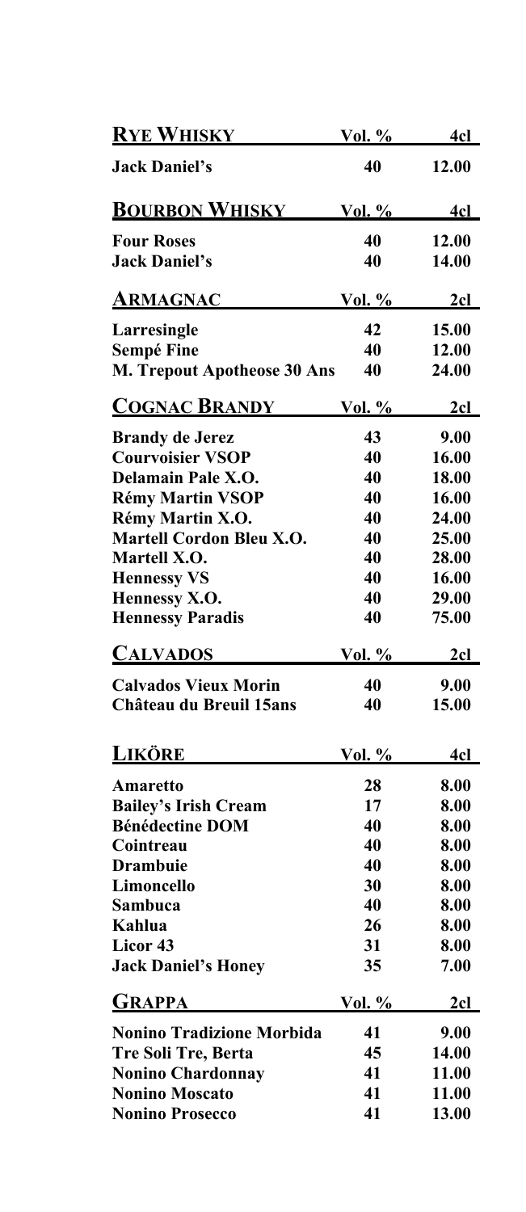| Rye Whisky | Vol. % | 4cl |
| --- | --- | --- |
| **Jack Daniel's** | 40 | 12.00 |

| Bourbon Whisky | Vol. % | 4cl |
| --- | --- | --- |
| **Four Roses** | 40 | 12.00 |
| **Jack Daniel's** | 40 | 14.00 |

| Armagnac | Vol. % | 2cl |
| --- | --- | --- |
| **Larresingle** | 42 | 15.00 |
| **Sempé Fine** | 40 | 12.00 |
| **M. Trepout Apotheose 30 Ans** | 40 | 24.00 |

| Cognac Brandy | Vol. % | 2cl |
| --- | --- | --- |
| **Brandy de Jerez** | 43 | 9.00 |
| **Courvoisier VSOP** | 40 | 16.00 |
| **Delamain Pale X.O.** | 40 | 18.00 |
| **Rémy Martin VSOP** | 40 | 16.00 |
| **Rémy Martin X.O.** | 40 | 24.00 |
| **Martell Cordon Bleu X.O.** | 40 | 25.00 |
| **Martell X.O.** | 40 | 28.00 |
| **Hennessy VS** | 40 | 16.00 |
| **Hennessy X.O.** | 40 | 29.00 |
| **Hennessy Paradis** | 40 | 75.00 |

| Calvados | Vol. % | 2cl |
| --- | --- | --- |
| **Calvados Vieux Morin** | 40 | 9.00 |
| **Château du Breuil 15ans** | 40 | 15.00 |

| Liköre | Vol. % | 4cl |
| --- | --- | --- |
| **Amaretto** | 28 | 8.00 |
| **Bailey's Irish Cream** | 17 | 8.00 |
| **Bénédectine DOM** | 40 | 8.00 |
| **Cointreau** | 40 | 8.00 |
| **Drambuie** | 40 | 8.00 |
| **Limoncello** | 30 | 8.00 |
| **Sambuca** | 40 | 8.00 |
| **Kahlua** | 26 | 8.00 |
| **Licor 43** | 31 | 8.00 |
| **Jack Daniel's Honey** | 35 | 7.00 |

| Grappa | Vol. % | 2cl |
| --- | --- | --- |
| **Nonino Tradizione Morbida** | 41 | 9.00 |
| **Tre Soli Tre, Berta** | 45 | 14.00 |
| **Nonino Chardonnay** | 41 | 11.00 |
| **Nonino Moscato** | 41 | 11.00 |
| **Nonino Prosecco** | 41 | 13.00 |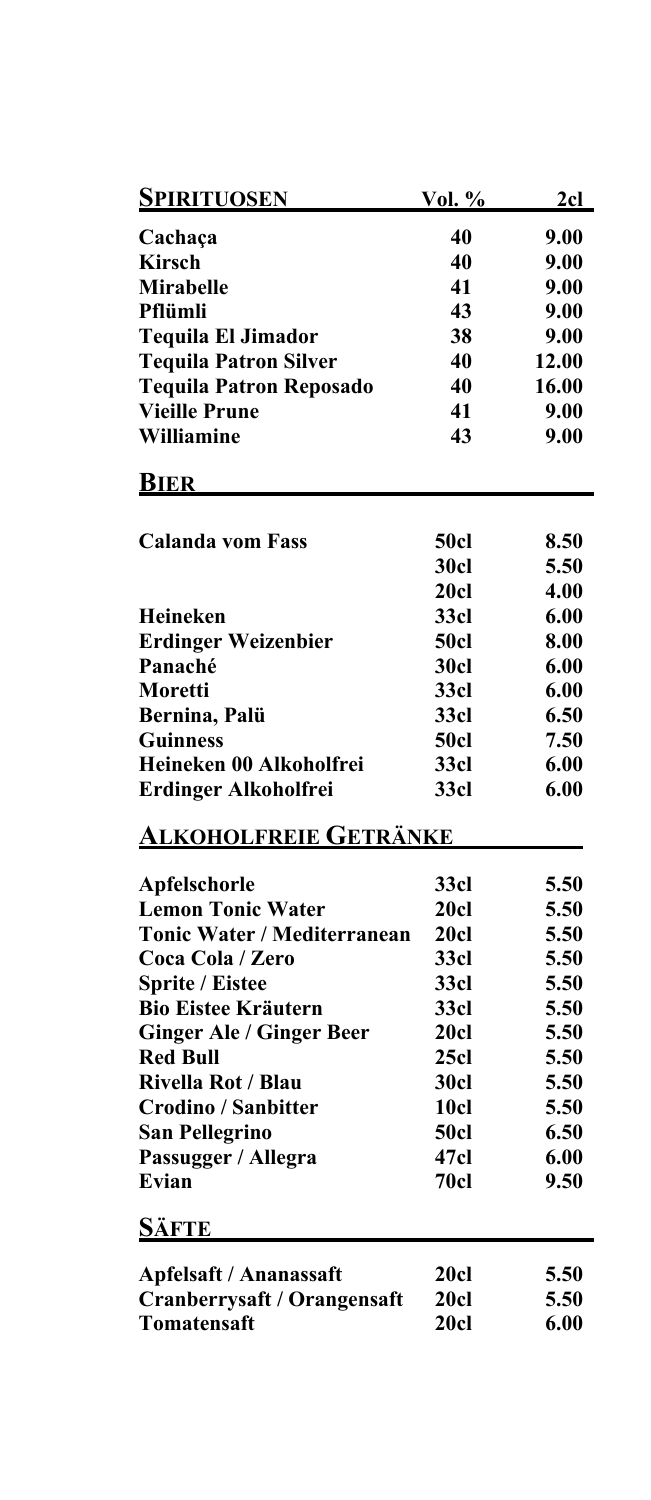| **SPIRITUOSEN** | **Vol. %** | **2cl** |
|---|---|---|
| **Cachaça** | **40** | **9.00** |
| **Kirsch** | **40** | **9.00** |
| **Mirabelle** | **41** | **9.00** |
| **Pflümli** | **43** | **9.00** |
| **Tequila El Jimador** | **38** | **9.00** |
| **Tequila Patron Silver** | **40** | **12.00** |
| **Tequila Patron Reposado** | **40** | **16.00** |
| **Vieille Prune** | **41** | **9.00** |
| **Williamine** | **43** | **9.00** |

## BIER

| | | |
|---|---|---|
| **Calanda vom Fass** | **50cl** | **8.50** |
| | **30cl** | **5.50** |
| | **20cl** | **4.00** |
| **Heineken** | **33cl** | **6.00** |
| **Erdinger Weizenbier** | **50cl** | **8.00** |
| **Panaché** | **30cl** | **6.00** |
| **Moretti** | **33cl** | **6.00** |
| **Bernina, Palü** | **33cl** | **6.50** |
| **Guinness** | **50cl** | **7.50** |
| **Heineken 00 Alkoholfrei** | **33cl** | **6.00** |
| **Erdinger Alkoholfrei** | **33cl** | **6.00** |

## ALKOHOLFREIE GETRÄNKE

| | | |
|---|---|---|
| **Apfelschorle** | **33cl** | **5.50** |
| **Lemon Tonic Water** | **20cl** | **5.50** |
| **Tonic Water / Mediterranean** | **20cl** | **5.50** |
| **Coca Cola / Zero** | **33cl** | **5.50** |
| **Sprite / Eistee** | **33cl** | **5.50** |
| **Bio Eistee Kräutern** | **33cl** | **5.50** |
| **Ginger Ale / Ginger Beer** | **20cl** | **5.50** |
| **Red Bull** | **25cl** | **5.50** |
| **Rivella Rot / Blau** | **30cl** | **5.50** |
| **Crodino / Sanbitter** | **10cl** | **5.50** |
| **San Pellegrino** | **50cl** | **6.50** |
| **Passugger / Allegra** | **47cl** | **6.00** |
| **Evian** | **70cl** | **9.50** |

## SÄFTE

| | | |
|---|---|---|
| **Apfelsaft / Ananassaft** | **20cl** | **5.50** |
| **Cranberrysaft / Orangensaft** | **20cl** | **5.50** |
| **Tomatensaft** | **20cl** | **6.00** |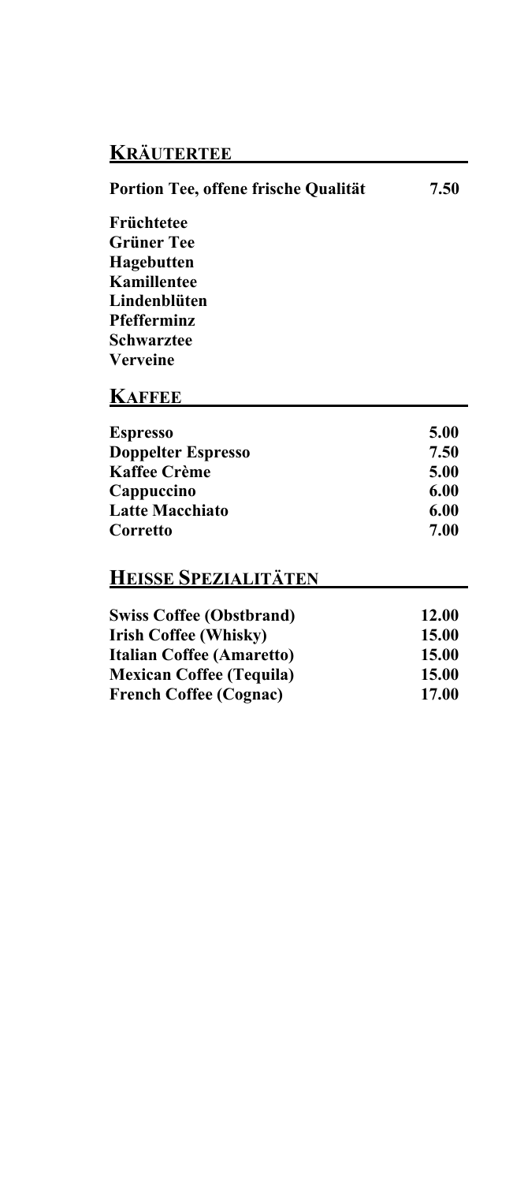## Kräutertee

**Portion Tee, offene frische Qualität** **7.50**

**Früchtetee**
**Grüner Tee**
**Hagebutten**
**Kamillentee**
**Lindenblüten**
**Pfefferminz**
**Schwarztee**
**Verveine**

## Kaffee

| | |
|---|---|
| **Espresso** | **5.00** |
| **Doppelter Espresso** | **7.50** |
| **Kaffee Crème** | **5.00** |
| **Cappuccino** | **6.00** |
| **Latte Macchiato** | **6.00** |
| **Corretto** | **7.00** |

## Heisse Spezialitäten

| | |
|---|---|
| **Swiss Coffee (Obstbrand)** | **12.00** |
| **Irish Coffee (Whisky)** | **15.00** |
| **Italian Coffee (Amaretto)** | **15.00** |
| **Mexican Coffee (Tequila)** | **15.00** |
| **French Coffee (Cognac)** | **17.00** |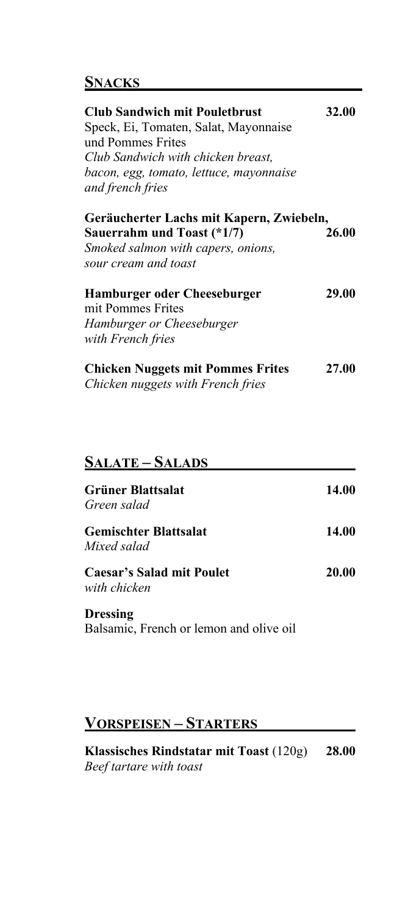## Snacks

**Club Sandwich mit Pouletbrust** **32.00**
Speck, Ei, Tomaten, Salat, Mayonnaise
und Pommes Frites
*Club Sandwich with chicken breast,*
*bacon, egg, tomato, lettuce, mayonnaise*
*and french fries*

**Geräucherter Lachs mit Kapern, Zwiebeln,**
**Sauerrahm und Toast (*1/7)** **26.00**
*Smoked salmon with capers, onions,*
*sour cream and toast*

**Hamburger oder Cheeseburger** **29.00**
mit Pommes Frites
*Hamburger or Cheeseburger*
*with French fries*

**Chicken Nuggets mit Pommes Frites** **27.00**
*Chicken nuggets with French fries*

## Salate – Salads

**Grüner Blattsalat** **14.00**
*Green salad*

**Gemischter Blattsalat** **14.00**
*Mixed salad*

**Caesar's Salad mit Poulet** **20.00**
*with chicken*

**Dressing**
Balsamic, French or lemon and olive oil

## Vorspeisen – Starters

**Klassisches Rindstatar mit Toast** (120g) **28.00**
*Beef tartare with toast*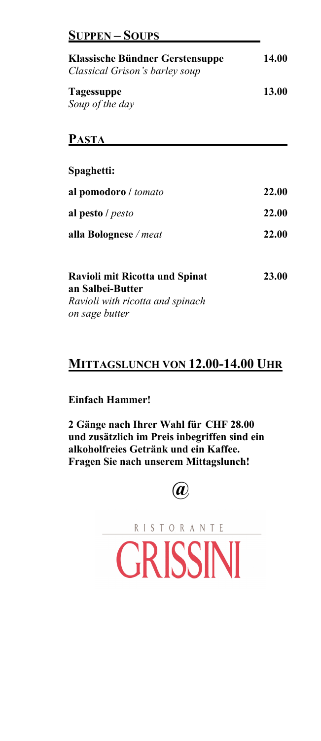## Suppen – Soups

**Klassische Bündner Gerstensuppe** **14.00**
*Classical Grison's barley soup*

**Tagessuppe** **13.00**
*Soup of the day*

## Pasta

**Spaghetti:**

**al pomodoro** / *tomato* **22.00**

**al pesto** / *pesto* **22.00**

**alla Bolognese** / *meat* **22.00**

**Ravioli mit Ricotta und Spinat an Salbei-Butter** **23.00**
*Ravioli with ricotta and spinach on sage butter*

## Mittagslunch von 12.00-14.00 Uhr

**Einfach Hammer!**

**2 Gänge nach Ihrer Wahl für CHF 28.00 und zusätzlich im Preis inbegriffen sind ein alkoholfreies Getränk und ein Kaffee. Fragen Sie nach unserem Mittagslunch!**

**@**

RISTORANTE

GRISSINI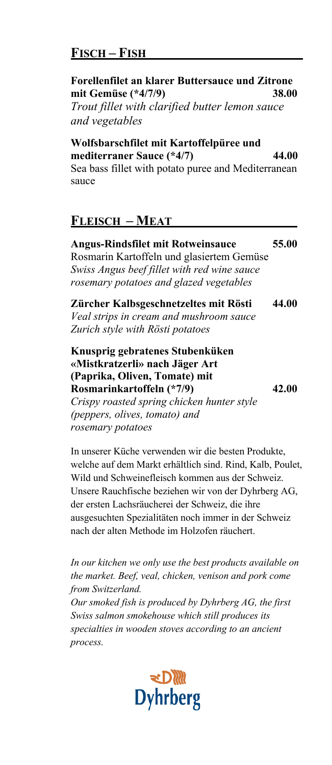## FISCH – FISH

**Forellenfilet an klarer Buttersauce und Zitrone mit Gemüse (*4/7/9)** **38.00**
*Trout fillet with clarified butter lemon sauce and vegetables*

**Wolfsbarschfilet mit Kartoffelpüree und mediterraner Sauce (*4/7)** **44.00**
Sea bass fillet with potato puree and Mediterranean sauce

## FLEISCH – MEAT

**Angus-Rindsfilet mit Rotweinsauce** **55.00**
Rosmarin Kartoffeln und glasiertem Gemüse
*Swiss Angus beef fillet with red wine sauce rosemary potatoes and glazed vegetables*

**Zürcher Kalbsgeschnetzeltes mit Rösti** **44.00**
*Veal strips in cream and mushroom sauce Zurich style with Rösti potatoes*

**Knusprig gebratenes Stubenküken «Mistkratzerli» nach Jäger Art (Paprika, Oliven, Tomate) mit Rosmarinkartoffeln (*7/9)** **42.00**
*Crispy roasted spring chicken hunter style (peppers, olives, tomato) and rosemary potatoes*

In unserer Küche verwenden wir die besten Produkte, welche auf dem Markt erhältlich sind. Rind, Kalb, Poulet, Wild und Schweinefleisch kommen aus der Schweiz. Unsere Rauchfische beziehen wir von der Dyhrberg AG, der ersten Lachsräucherei der Schweiz, die ihre ausgesuchten Spezialitäten noch immer in der Schweiz nach der alten Methode im Holzofen räuchert.

*In our kitchen we only use the best products available on the market. Beef, veal, chicken, venison and pork come from Switzerland.*
*Our smoked fish is produced by Dyhrberg AG, the first Swiss salmon smokehouse which still produces its specialties in wooden stoves according to an ancient process.*

Dyhrberg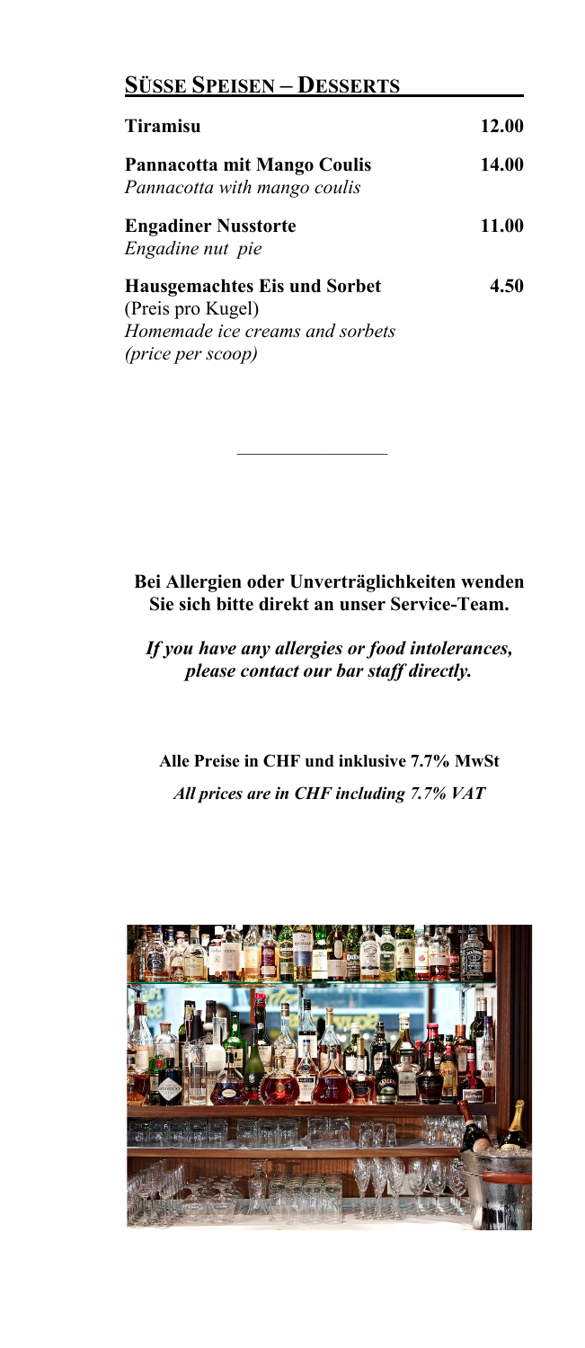## Süsse Speisen – Desserts

| | |
|---|---|
| **Tiramisu** | **12.00** |
| **Pannacotta mit Mango Coulis**<br>*Pannacotta with mango coulis* | **14.00** |
| **Engadiner Nusstorte**<br>*Engadine nut pie* | **11.00** |
| **Hausgemachtes Eis und Sorbet**<br>(Preis pro Kugel)<br>*Homemade ice creams and sorbets*<br>*(price per scoop)* | **4.50** |

---

**Bei Allergien oder Unverträglichkeiten wenden Sie sich bitte direkt an unser Service-Team.**

***If you have any allergies or food intolerances, please contact our bar staff directly.***

**Alle Preise in CHF und inklusive 7.7% MwSt**

***All prices are in CHF including 7.7% VAT***